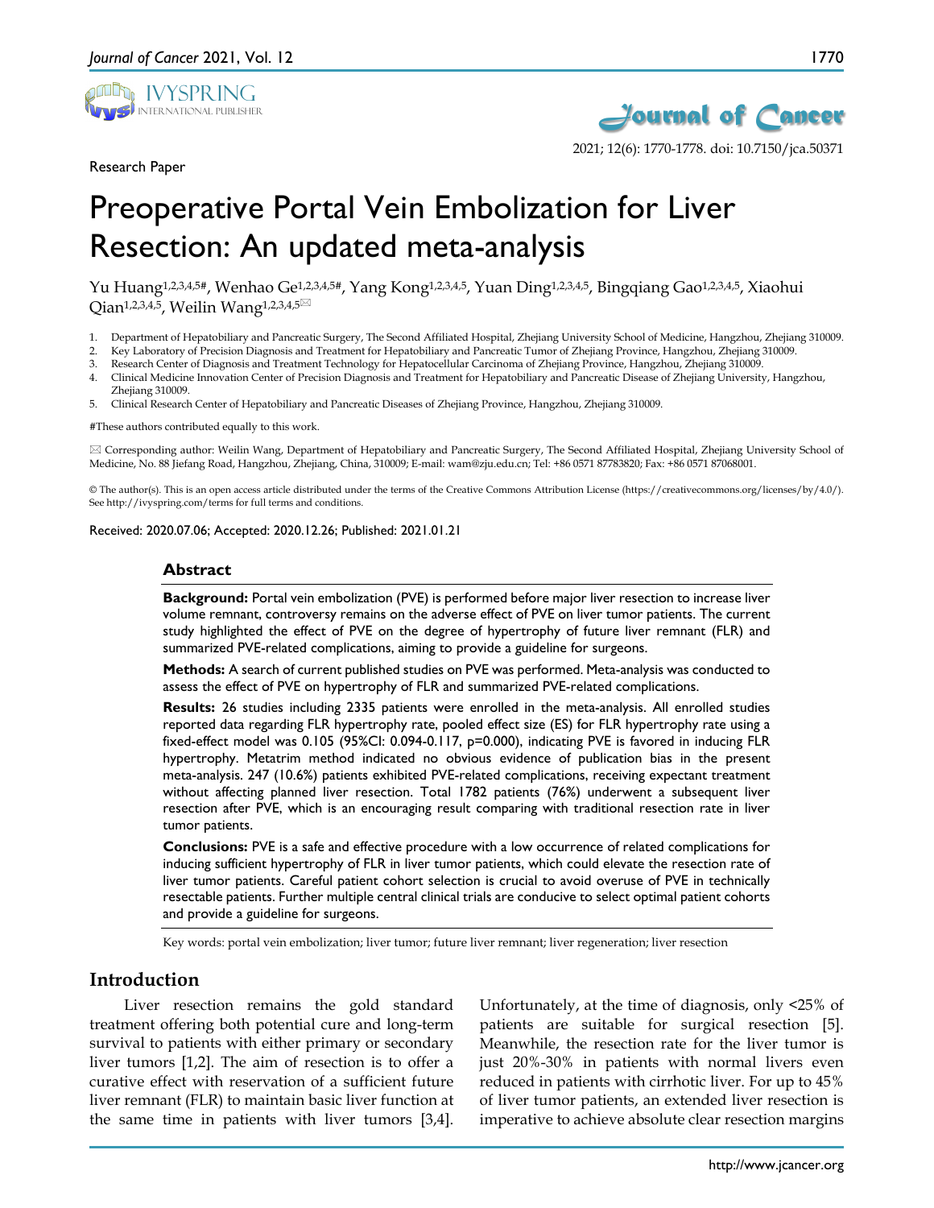Research Paper

# Preoperative Portal Vein Embolization for Liver Resection: An updated meta-analysis

Yu Huang[1,2,3,4,5#], Wenhao Ge[1,2,3,4,5#], Yang Kong[1,2,3,4,5], Yuan Ding[1,2,3,4,5], Bingqiang Gao[1,2,3,4,5], Xiaohui Qian[1,2,3,4,5], Weilin Wang[1,2,3,4,5]✉

1. Department of Hepatobiliary and Pancreatic Surgery, The Second Affiliated Hospital, Zhejiang University School of Medicine, Hangzhou, Zhejiang 310009.
2. Key Laboratory of Precision Diagnosis and Treatment for Hepatobiliary and Pancreatic Tumor of Zhejiang Province, Hangzhou, Zhejiang 310009.
3. Research Center of Diagnosis and Treatment Technology for Hepatocellular Carcinoma of Zhejiang Province, Hangzhou, Zhejiang 310009.
4. Clinical Medicine Innovation Center of Precision Diagnosis and Treatment for Hepatobiliary and Pancreatic Disease of Zhejiang University, Hangzhou, Zhejiang 310009.
5. Clinical Research Center of Hepatobiliary and Pancreatic Diseases of Zhejiang Province, Hangzhou, Zhejiang 310009.

#These authors contributed equally to this work.

✉ Corresponding author: Weilin Wang, Department of Hepatobiliary and Pancreatic Surgery, The Second Affiliated Hospital, Zhejiang University School of Medicine, No. 88 Jiefang Road, Hangzhou, Zhejiang, China, 310009; E-mail: wam@zju.edu.cn; Tel: +86 0571 87783820; Fax: +86 0571 87068001.

© The author(s). This is an open access article distributed under the terms of the Creative Commons Attribution License (https://creativecommons.org/licenses/by/4.0/). See http://ivyspring.com/terms for full terms and conditions.

Received: 2020.07.06; Accepted: 2020.12.26; Published: 2021.01.21

## Abstract

**Background:** Portal vein embolization (PVE) is performed before major liver resection to increase liver volume remnant, controversy remains on the adverse effect of PVE on liver tumor patients. The current study highlighted the effect of PVE on the degree of hypertrophy of future liver remnant (FLR) and summarized PVE-related complications, aiming to provide a guideline for surgeons.

**Methods:** A search of current published studies on PVE was performed. Meta-analysis was conducted to assess the effect of PVE on hypertrophy of FLR and summarized PVE-related complications.

**Results:** 26 studies including 2335 patients were enrolled in the meta-analysis. All enrolled studies reported data regarding FLR hypertrophy rate, pooled effect size (ES) for FLR hypertrophy rate using a fixed-effect model was 0.105 (95%CI: 0.094-0.117, p=0.000), indicating PVE is favored in inducing FLR hypertrophy. Metatrim method indicated no obvious evidence of publication bias in the present meta-analysis. 247 (10.6%) patients exhibited PVE-related complications, receiving expectant treatment without affecting planned liver resection. Total 1782 patients (76%) underwent a subsequent liver resection after PVE, which is an encouraging result comparing with traditional resection rate in liver tumor patients.

**Conclusions:** PVE is a safe and effective procedure with a low occurrence of related complications for inducing sufficient hypertrophy of FLR in liver tumor patients, which could elevate the resection rate of liver tumor patients. Careful patient cohort selection is crucial to avoid overuse of PVE in technically resectable patients. Further multiple central clinical trials are conducive to select optimal patient cohorts and provide a guideline for surgeons.

Key words: portal vein embolization; liver tumor; future liver remnant; liver regeneration; liver resection

## Introduction

Liver resection remains the gold standard treatment offering both potential cure and long-term survival to patients with either primary or secondary liver tumors [1,2]. The aim of resection is to offer a curative effect with reservation of a sufficient future liver remnant (FLR) to maintain basic liver function at the same time in patients with liver tumors [3,4]. Unfortunately, at the time of diagnosis, only <25% of patients are suitable for surgical resection [5]. Meanwhile, the resection rate for the liver tumor is just 20%-30% in patients with normal livers even reduced in patients with cirrhotic liver. For up to 45% of liver tumor patients, an extended liver resection is imperative to achieve absolute clear resection margins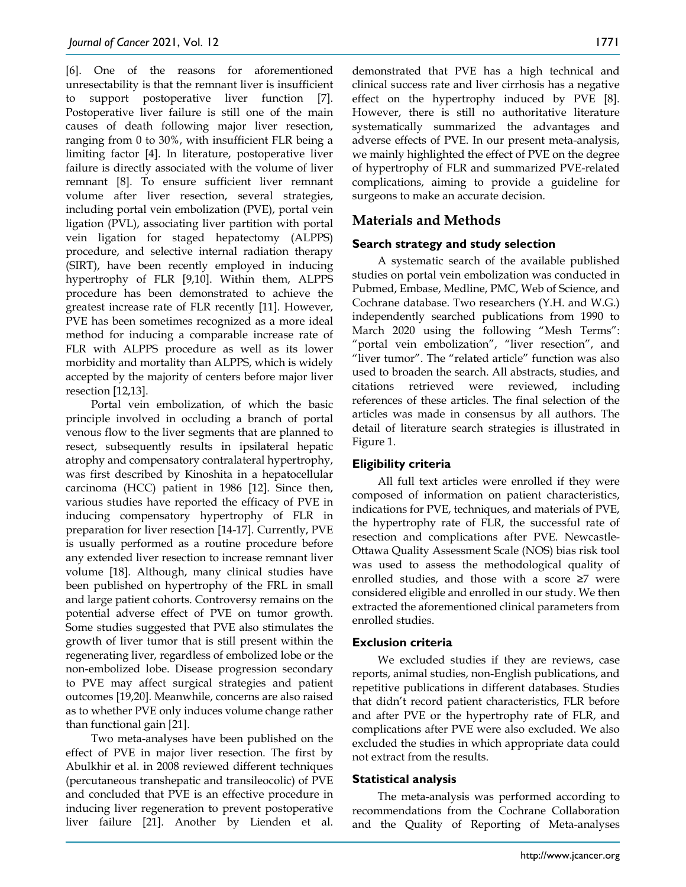[6]. One of the reasons for aforementioned unresectability is that the remnant liver is insufficient to support postoperative liver function [7]. Postoperative liver failure is still one of the main causes of death following major liver resection, ranging from 0 to 30%, with insufficient FLR being a limiting factor [4]. In literature, postoperative liver failure is directly associated with the volume of liver remnant [8]. To ensure sufficient liver remnant volume after liver resection, several strategies, including portal vein embolization (PVE), portal vein ligation (PVL), associating liver partition with portal vein ligation for staged hepatectomy (ALPPS) procedure, and selective internal radiation therapy (SIRT), have been recently employed in inducing hypertrophy of FLR [9,10]. Within them, ALPPS procedure has been demonstrated to achieve the greatest increase rate of FLR recently [11]. However, PVE has been sometimes recognized as a more ideal method for inducing a comparable increase rate of FLR with ALPPS procedure as well as its lower morbidity and mortality than ALPPS, which is widely accepted by the majority of centers before major liver resection [12,13].

Portal vein embolization, of which the basic principle involved in occluding a branch of portal venous flow to the liver segments that are planned to resect, subsequently results in ipsilateral hepatic atrophy and compensatory contralateral hypertrophy, was first described by Kinoshita in a hepatocellular carcinoma (HCC) patient in 1986 [12]. Since then, various studies have reported the efficacy of PVE in inducing compensatory hypertrophy of FLR in preparation for liver resection [14-17]. Currently, PVE is usually performed as a routine procedure before any extended liver resection to increase remnant liver volume [18]. Although, many clinical studies have been published on hypertrophy of the FRL in small and large patient cohorts. Controversy remains on the potential adverse effect of PVE on tumor growth. Some studies suggested that PVE also stimulates the growth of liver tumor that is still present within the regenerating liver, regardless of embolized lobe or the non-embolized lobe. Disease progression secondary to PVE may affect surgical strategies and patient outcomes [19,20]. Meanwhile, concerns are also raised as to whether PVE only induces volume change rather than functional gain [21].

Two meta-analyses have been published on the effect of PVE in major liver resection. The first by Abulkhir et al. in 2008 reviewed different techniques (percutaneous transhepatic and transileocolic) of PVE and concluded that PVE is an effective procedure in inducing liver regeneration to prevent postoperative liver failure [21]. Another by Lienden et al. demonstrated that PVE has a high technical and clinical success rate and liver cirrhosis has a negative effect on the hypertrophy induced by PVE [8]. However, there is still no authoritative literature systematically summarized the advantages and adverse effects of PVE. In our present meta-analysis, we mainly highlighted the effect of PVE on the degree of hypertrophy of FLR and summarized PVE-related complications, aiming to provide a guideline for surgeons to make an accurate decision.

## Materials and Methods

### Search strategy and study selection

A systematic search of the available published studies on portal vein embolization was conducted in Pubmed, Embase, Medline, PMC, Web of Science, and Cochrane database. Two researchers (Y.H. and W.G.) independently searched publications from 1990 to March 2020 using the following "Mesh Terms": "portal vein embolization", "liver resection", and "liver tumor". The "related article" function was also used to broaden the search. All abstracts, studies, and citations retrieved were reviewed, including references of these articles. The final selection of the articles was made in consensus by all authors. The detail of literature search strategies is illustrated in Figure 1.

### Eligibility criteria

All full text articles were enrolled if they were composed of information on patient characteristics, indications for PVE, techniques, and materials of PVE, the hypertrophy rate of FLR, the successful rate of resection and complications after PVE. Newcastle-Ottawa Quality Assessment Scale (NOS) bias risk tool was used to assess the methodological quality of enrolled studies, and those with a score ≥7 were considered eligible and enrolled in our study. We then extracted the aforementioned clinical parameters from enrolled studies.

### Exclusion criteria

We excluded studies if they are reviews, case reports, animal studies, non-English publications, and repetitive publications in different databases. Studies that didn't record patient characteristics, FLR before and after PVE or the hypertrophy rate of FLR, and complications after PVE were also excluded. We also excluded the studies in which appropriate data could not extract from the results.

### Statistical analysis

The meta-analysis was performed according to recommendations from the Cochrane Collaboration and the Quality of Reporting of Meta-analyses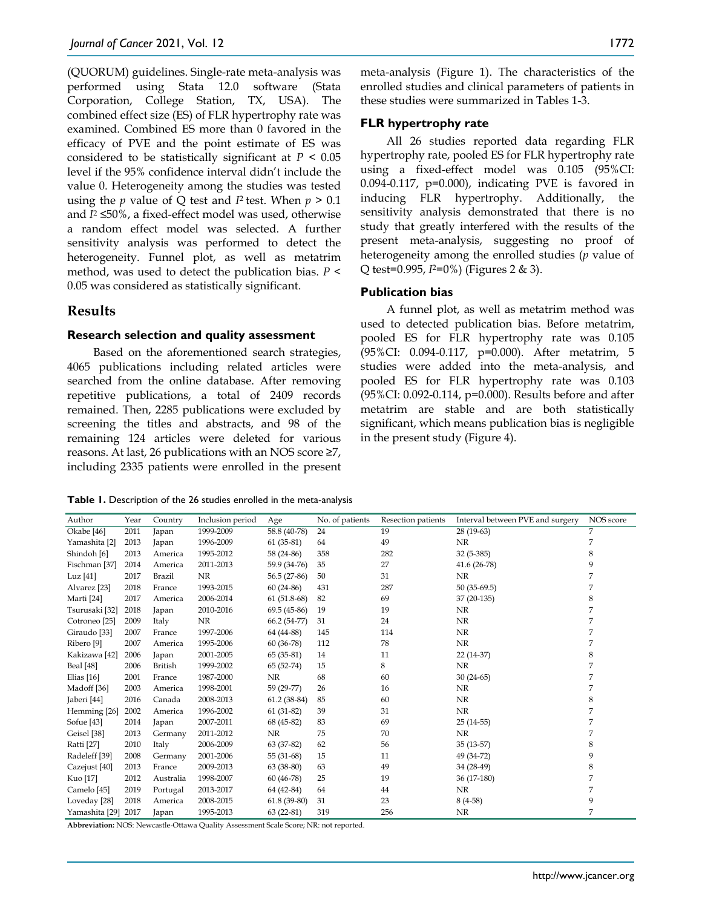(QUORUM) guidelines. Single-rate meta-analysis was performed using Stata 12.0 software (Stata Corporation, College Station, TX, USA). The combined effect size (ES) of FLR hypertrophy rate was examined. Combined ES more than 0 favored in the efficacy of PVE and the point estimate of ES was considered to be statistically significant at $P < 0.05$ level if the 95% confidence interval didn't include the value 0. Heterogeneity among the studies was tested using the $p$ value of Q test and $I^2$ test. When $p > 0.1$ and $I^2 \leq 50\%$, a fixed-effect model was used, otherwise a random effect model was selected. A further sensitivity analysis was performed to detect the heterogeneity. Funnel plot, as well as metatrim method, was used to detect the publication bias. $P < 0.05$ was considered as statistically significant.

## Results

### Research selection and quality assessment

Based on the aforementioned search strategies, 4065 publications including related articles were searched from the online database. After removing repetitive publications, a total of 2409 records remained. Then, 2285 publications were excluded by screening the titles and abstracts, and 98 of the remaining 124 articles were deleted for various reasons. At last, 26 publications with an NOS score ≥7, including 2335 patients were enrolled in the present meta-analysis (Figure 1). The characteristics of the enrolled studies and clinical parameters of patients in these studies were summarized in Tables 1-3.

### FLR hypertrophy rate

All 26 studies reported data regarding FLR hypertrophy rate, pooled ES for FLR hypertrophy rate using a fixed-effect model was 0.105 (95%CI: 0.094-0.117, p=0.000), indicating PVE is favored in inducing FLR hypertrophy. Additionally, the sensitivity analysis demonstrated that there is no study that greatly interfered with the results of the present meta-analysis, suggesting no proof of heterogeneity among the enrolled studies ($p$ value of Q test=0.995, $I^2$=0%) (Figures 2 & 3).

### Publication bias

A funnel plot, as well as metatrim method was used to detected publication bias. Before metatrim, pooled ES for FLR hypertrophy rate was 0.105 (95%CI: 0.094-0.117, p=0.000). After metatrim, 5 studies were added into the meta-analysis, and pooled ES for FLR hypertrophy rate was 0.103 (95%CI: 0.092-0.114, p=0.000). Results before and after metatrim are stable and are both statistically significant, which means publication bias is negligible in the present study (Figure 4).

**Table 1.** Description of the 26 studies enrolled in the meta-analysis

| Author | Year | Country | Inclusion period | Age | No. of patients | Resection patients | Interval between PVE and surgery | NOS score |
|---|---|---|---|---|---|---|---|---|
| Okabe [46] | 2011 | Japan | 1999-2009 | 58.8 (40-78) | 24 | 19 | 28 (19-63) | 7 |
| Yamashita [2] | 2013 | Japan | 1996-2009 | 61 (35-81) | 64 | 49 | NR | 7 |
| Shindoh [6] | 2013 | America | 1995-2012 | 58 (24-86) | 358 | 282 | 32 (5-385) | 8 |
| Fischman [37] | 2014 | America | 2011-2013 | 59.9 (34-76) | 35 | 27 | 41.6 (26-78) | 9 |
| Luz [41] | 2017 | Brazil | NR | 56.5 (27-86) | 50 | 31 | NR | 7 |
| Alvarez [23] | 2018 | France | 1993-2015 | 60 (24-86) | 431 | 287 | 50 (35-69.5) | 7 |
| Marti [24] | 2017 | America | 2006-2014 | 61 (51.8-68) | 82 | 69 | 37 (20-135) | 8 |
| Tsurusaki [32] | 2018 | Japan | 2010-2016 | 69.5 (45-86) | 19 | 19 | NR | 7 |
| Cotroneo [25] | 2009 | Italy | NR | 66.2 (54-77) | 31 | 24 | NR | 7 |
| Giraudo [33] | 2007 | France | 1997-2006 | 64 (44-88) | 145 | 114 | NR | 7 |
| Ribero [9] | 2007 | America | 1995-2006 | 60 (36-78) | 112 | 78 | NR | 7 |
| Kakizawa [42] | 2006 | Japan | 2001-2005 | 65 (35-81) | 14 | 11 | 22 (14-37) | 8 |
| Beal [48] | 2006 | British | 1999-2002 | 65 (52-74) | 15 | 8 | NR | 7 |
| Elias [16] | 2001 | France | 1987-2000 | NR | 68 | 60 | 30 (24-65) | 7 |
| Madoff [36] | 2003 | America | 1998-2001 | 59 (29-77) | 26 | 16 | NR | 7 |
| Jaberi [44] | 2016 | Canada | 2008-2013 | 61.2 (38-84) | 85 | 60 | NR | 8 |
| Hemming [26] | 2002 | America | 1996-2002 | 61 (31-82) | 39 | 31 | NR | 7 |
| Sofue [43] | 2014 | Japan | 2007-2011 | 68 (45-82) | 83 | 69 | 25 (14-55) | 7 |
| Geisel [38] | 2013 | Germany | 2011-2012 | NR | 75 | 70 | NR | 7 |
| Ratti [27] | 2010 | Italy | 2006-2009 | 63 (37-82) | 62 | 56 | 35 (13-57) | 8 |
| Radeleff [39] | 2008 | Germany | 2001-2006 | 55 (31-68) | 15 | 11 | 49 (34-72) | 9 |
| Cazejust [40] | 2013 | France | 2009-2013 | 63 (38-80) | 63 | 49 | 34 (28-49) | 8 |
| Kuo [17] | 2012 | Australia | 1998-2007 | 60 (46-78) | 25 | 19 | 36 (17-180) | 7 |
| Camelo [45] | 2019 | Portugal | 2013-2017 | 64 (42-84) | 64 | 44 | NR | 7 |
| Loveday [28] | 2018 | America | 2008-2015 | 61.8 (39-80) | 31 | 23 | 8 (4-58) | 9 |
| Yamashita [29] | 2017 | Japan | 1995-2013 | 63 (22-81) | 319 | 256 | NR | 7 |

**Abbreviation:** NOS: Newcastle-Ottawa Quality Assessment Scale Score; NR: not reported.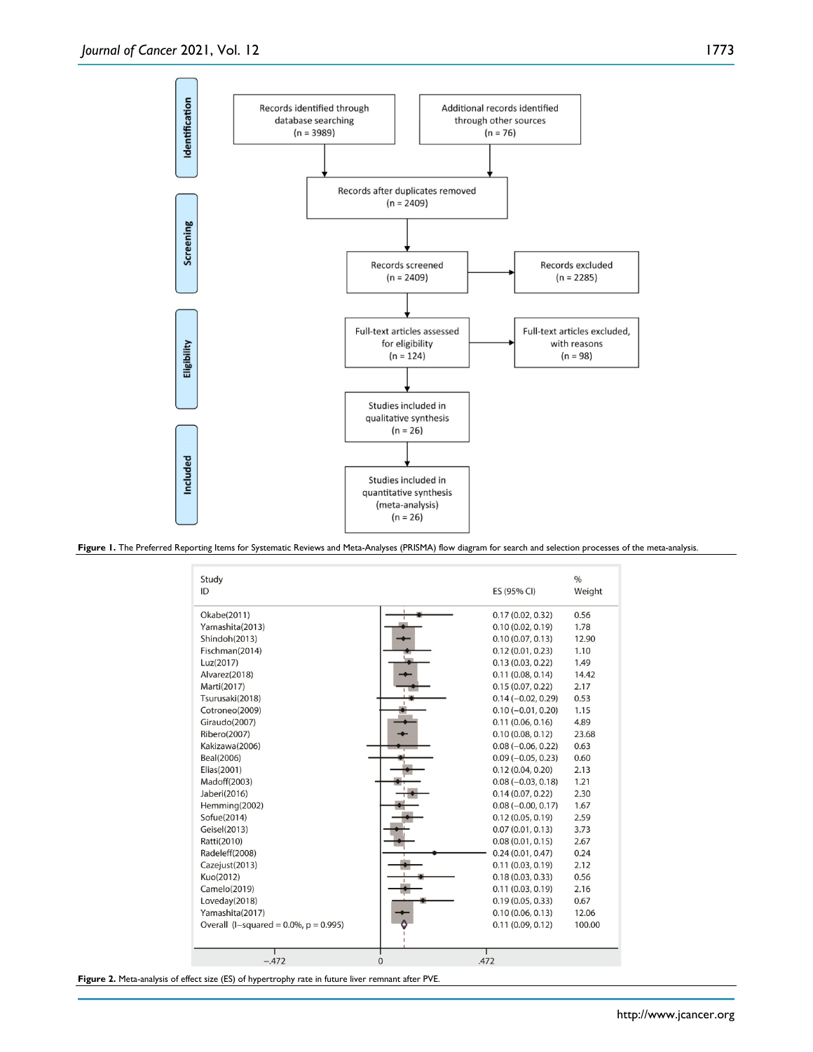| Stage | Box | n |
| --- | --- | --- |
| Identification | Records identified through database searching | 3989 |
| Identification | Additional records identified through other sources | 76 |
| Screening | Records after duplicates removed | 2409 |
| Screening | Records screened | 2409 |
| Screening | Records excluded | 2285 |
| Eligibility | Full-text articles assessed for eligibility | 124 |
| Eligibility | Full-text articles excluded, with reasons | 98 |
| Included | Studies included in qualitative synthesis | 26 |
| Included | Studies included in quantitative synthesis (meta-analysis) | 26 |

**Figure 1.** The Preferred Reporting Items for Systematic Reviews and Meta-Analyses (PRISMA) flow diagram for search and selection processes of the meta-analysis.

| Study ID | ES (95% CI) | % Weight |
| --- | --- | --- |
| Okabe(2011) | 0.17 (0.02, 0.32) | 0.56 |
| Yamashita(2013) | 0.10 (0.02, 0.19) | 1.78 |
| Shindoh(2013) | 0.10 (0.07, 0.13) | 12.90 |
| Fischman(2014) | 0.12 (0.01, 0.23) | 1.10 |
| Luz(2017) | 0.13 (0.03, 0.22) | 1.49 |
| Alvarez(2018) | 0.11 (0.08, 0.14) | 14.42 |
| Marti(2017) | 0.15 (0.07, 0.22) | 2.17 |
| Tsurusaki(2018) | 0.14 (−0.02, 0.29) | 0.53 |
| Cotroneo(2009) | 0.10 (−0.01, 0.20) | 1.15 |
| Giraudo(2007) | 0.11 (0.06, 0.16) | 4.89 |
| Ribero(2007) | 0.10 (0.08, 0.12) | 23.68 |
| Kakizawa(2006) | 0.08 (−0.06, 0.22) | 0.63 |
| Beal(2006) | 0.09 (−0.05, 0.23) | 0.60 |
| Elias(2001) | 0.12 (0.04, 0.20) | 2.13 |
| Madoff(2003) | 0.08 (−0.03, 0.18) | 1.21 |
| Jaberi(2016) | 0.14 (0.07, 0.22) | 2.30 |
| Hemming(2002) | 0.08 (−0.00, 0.17) | 1.67 |
| Sofue(2014) | 0.12 (0.05, 0.19) | 2.59 |
| Geisel(2013) | 0.07 (0.01, 0.13) | 3.73 |
| Ratti(2010) | 0.08 (0.01, 0.15) | 2.67 |
| Radeleff(2008) | 0.24 (0.01, 0.47) | 0.24 |
| Cazejust(2013) | 0.11 (0.03, 0.19) | 2.12 |
| Kuo(2012) | 0.18 (0.03, 0.33) | 0.56 |
| Camelo(2019) | 0.11 (0.03, 0.19) | 2.16 |
| Loveday(2018) | 0.19 (0.05, 0.33) | 0.67 |
| Yamashita(2017) | 0.10 (0.06, 0.13) | 12.06 |
| Overall (I−squared = 0.0%, p = 0.995) | 0.11 (0.09, 0.12) | 100.00 |

**Figure 2.** Meta-analysis of effect size (ES) of hypertrophy rate in future liver remnant after PVE.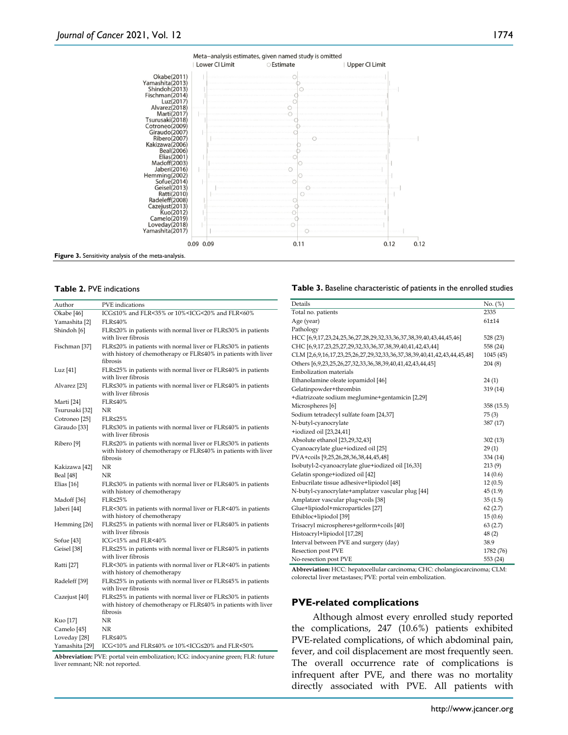**Figure 3.** Sensitivity analysis of the meta-analysis.

**Table 2.** PVE indications

| Author | PVE indications |
| --- | --- |
| Okabe [46] | ICG≤10% and FLR<35% or 10%<ICG<20% and FLR<60% |
| Yamashita [2] | FLR≤40% |
| Shindoh [6] | FLR≤20% in patients with normal liver or FLR≤30% in patients with liver fibrosis |
| Fischman [37] | FLR≤20% in patients with normal liver or FLR≤30% in patients with history of chemotherapy or FLR≤40% in patients with liver fibrosis |
| Luz [41] | FLR≤25% in patients with normal liver or FLR≤40% in patients with liver fibrosis |
| Alvarez [23] | FLR≤30% in patients with normal liver or FLR≤40% in patients with liver fibrosis |
| Marti [24] | FLR≤40% |
| Tsurusaki [32] | NR |
| Cotroneo [25] | FLR≤25% |
| Giraudo [33] | FLR≤30% in patients with normal liver or FLR≤40% in patients with liver fibrosis |
| Ribero [9] | FLR≤20% in patients with normal liver or FLR≤30% in patients with history of chemotherapy or FLR≤40% in patients with liver fibrosis |
| Kakizawa [42] | NR |
| Beal [48] | NR |
| Elias [16] | FLR≤30% in patients with normal liver or FLR≤40% in patients with history of chemotherapy |
| Madoff [36] | FLR≤25% |
| Jaberi [44] | FLR<30% in patients with normal liver or FLR<40% in patients with history of chemotherapy |
| Hemming [26] | FLR≤25% in patients with normal liver or FLR≤40% in patients with liver fibrosis |
| Sofue [43] | ICG<15% and FLR<40% |
| Geisel [38] | FLR≤25% in patients with normal liver or FLR≤40% in patients with liver fibrosis |
| Ratti [27] | FLR<30% in patients with normal liver or FLR<40% in patients with history of chemotherapy |
| Radeleff [39] | FLR≤25% in patients with normal liver or FLR≤45% in patients with liver fibrosis |
| Cazejust [40] | FLR≤25% in patients with normal liver or FLR≤30% in patients with history of chemotherapy or FLR≤40% in patients with liver fibrosis |
| Kuo [17] | NR |
| Camelo [45] | NR |
| Loveday [28] | FLR≤40% |
| Yamashita [29] | ICG<10% and FLR≤40% or 10%<ICG≤20% and FLR<50% |

**Abbreviation:** PVE: portal vein embolization; ICG: indocyanine green; FLR: future liver remnant; NR: not reported.

**Table 3.** Baseline characteristic of patients in the enrolled studies

| Details | No. (%) |
| --- | --- |
| Total no. patients | 2335 |
| Age (year) | 61±14 |
| Pathology | |
| HCC [6,9,17,23,24,25,36,27,28,29,32,33,36,37,38,39,40,43,44,45,46] | 528 (23) |
| CHC [6,9,17,23,25,27,29,32,33,36,37,38,39,40,41,42,43,44] | 558 (24) |
| CLM [2,6,9,16,17,23,25,26,27,29,32,33,36,37,38,39,40,41,42,43,44,45,48] | 1045 (45) |
| Others [6,9,23,25,26,27,32,33,36,38,39,40,41,42,43,44,45] | 204 (8) |
| Embolization materials | |
| Ethanolamine oleate iopamidol [46] | 24 (1) |
| Gelatinpowder+thrombin +diatrizoate sodium meglumine+gentamicin [2,29] | 319 (14) |
| Microspheres [6] | 358 (15.5) |
| Sodium tetradecyl sulfate foam [24,37] | 75 (3) |
| N-butyl-cyanocrylate +iodized oil [23,24,41] | 387 (17) |
| Absolute ethanol [23,29,32,43] | 302 (13) |
| Cyanoacrylate glue+iodized oil [25] | 29 (1) |
| PVA+coils [9,25,26,28,36,38,44,45,48] | 334 (14) |
| Isobutyl-2-cyanoacrylate glue+iodized oil [16,33] | 213 (9) |
| Gelatin sponge+iodized oil [42] | 14 (0.6) |
| Enbucrilate tissue adhesive+lipiodol [48] | 12 (0.5) |
| N-butyl-cyanocrylate+amplatzer vascular plug [44] | 45 (1.9) |
| Amplatzer vascular plug+coils [38] | 35 (1.5) |
| Glue+lipiodol+microparticles [27] | 62 (2.7) |
| Ethibloc+lipiodol [39] | 15 (0.6) |
| Trisacryl microspheres+gelform+coils [40] | 63 (2.7) |
| Histoacryl+lipiodol [17,28] | 48 (2) |
| Interval between PVE and surgery (day) | 38.9 |
| Resection post PVE | 1782 (76) |
| No-resection post PVE | 553 (24) |

**Abbreviation:** HCC: hepatocellular carcinoma; CHC: cholangiocarcinoma; CLM: colorectal liver metastases; PVE: portal vein embolization.

## PVE-related complications

Although almost every enrolled study reported the complications, 247 (10.6%) patients exhibited PVE-related complications, of which abdominal pain, fever, and coil displacement are most frequently seen. The overall occurrence rate of complications is infrequent after PVE, and there was no mortality directly associated with PVE. All patients with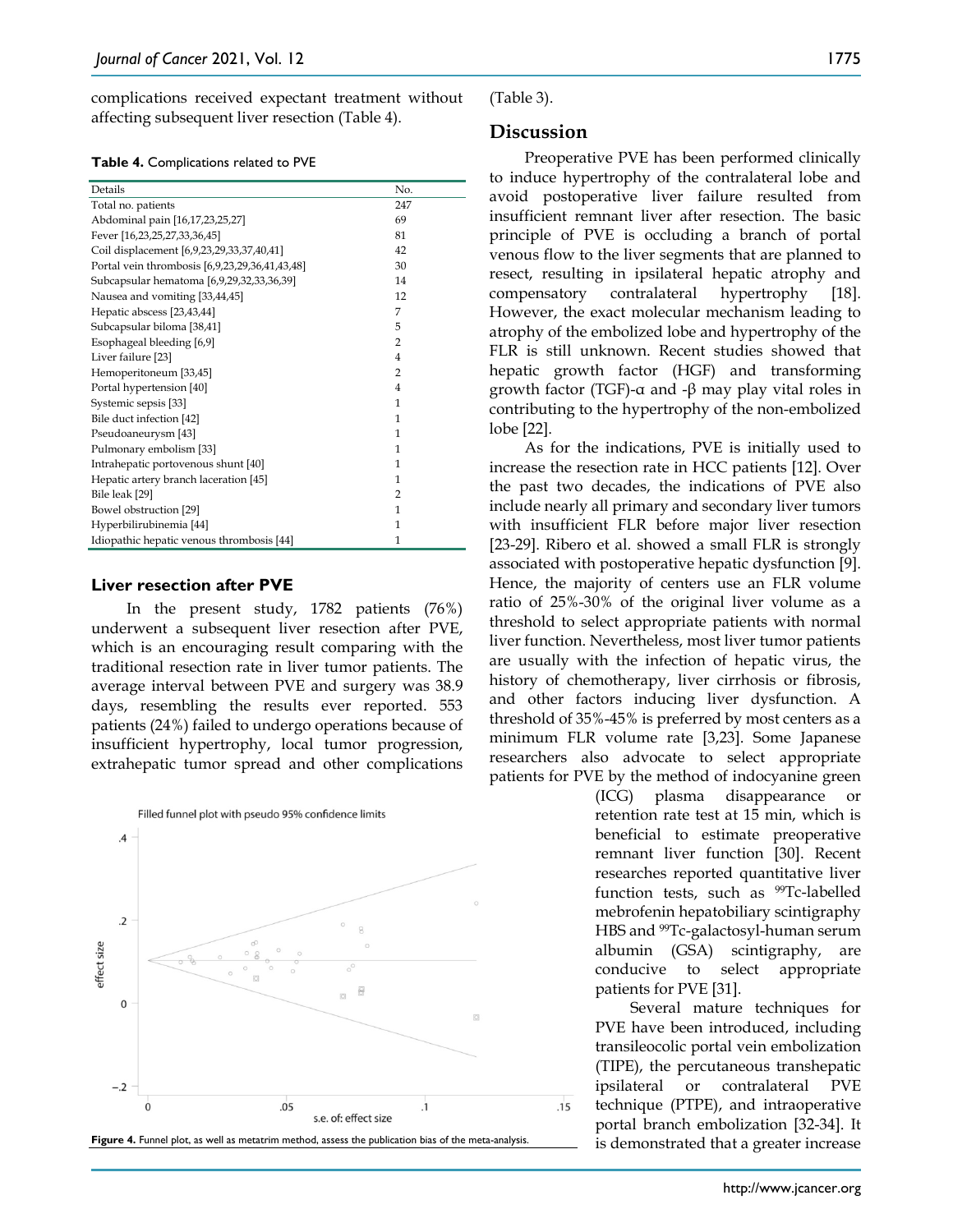complications received expectant treatment without affecting subsequent liver resection (Table 4).

**Table 4.** Complications related to PVE

| Details | No. |
|---|---|
| Total no. patients | 247 |
| Abdominal pain [16,17,23,25,27] | 69 |
| Fever [16,23,25,27,33,36,45] | 81 |
| Coil displacement [6,9,23,29,33,37,40,41] | 42 |
| Portal vein thrombosis [6,9,23,29,36,41,43,48] | 30 |
| Subcapsular hematoma [6,9,29,32,33,36,39] | 14 |
| Nausea and vomiting [33,44,45] | 12 |
| Hepatic abscess [23,43,44] | 7 |
| Subcapsular biloma [38,41] | 5 |
| Esophageal bleeding [6,9] | 2 |
| Liver failure [23] | 4 |
| Hemoperitoneum [33,45] | 2 |
| Portal hypertension [40] | 4 |
| Systemic sepsis [33] | 1 |
| Bile duct infection [42] | 1 |
| Pseudoaneurysm [43] | 1 |
| Pulmonary embolism [33] | 1 |
| Intrahepatic portovenous shunt [40] | 1 |
| Hepatic artery branch laceration [45] | 1 |
| Bile leak [29] | 2 |
| Bowel obstruction [29] | 1 |
| Hyperbilirubinemia [44] | 1 |
| Idiopathic hepatic venous thrombosis [44] | 1 |

### Liver resection after PVE

In the present study, 1782 patients (76%) underwent a subsequent liver resection after PVE, which is an encouraging result comparing with the traditional resection rate in liver tumor patients. The average interval between PVE and surgery was 38.9 days, resembling the results ever reported. 553 patients (24%) failed to undergo operations because of insufficient hypertrophy, local tumor progression, extrahepatic tumor spread and other complications (Table 3).

Figure 4. Funnel plot, as well as metatrim method, assess the publication bias of the meta-analysis.

## Discussion

Preoperative PVE has been performed clinically to induce hypertrophy of the contralateral lobe and avoid postoperative liver failure resulted from insufficient remnant liver after resection. The basic principle of PVE is occluding a branch of portal venous flow to the liver segments that are planned to resect, resulting in ipsilateral hepatic atrophy and compensatory contralateral hypertrophy [18]. However, the exact molecular mechanism leading to atrophy of the embolized lobe and hypertrophy of the FLR is still unknown. Recent studies showed that hepatic growth factor (HGF) and transforming growth factor (TGF)-α and -β may play vital roles in contributing to the hypertrophy of the non-embolized lobe [22].

As for the indications, PVE is initially used to increase the resection rate in HCC patients [12]. Over the past two decades, the indications of PVE also include nearly all primary and secondary liver tumors with insufficient FLR before major liver resection [23-29]. Ribero et al. showed a small FLR is strongly associated with postoperative hepatic dysfunction [9]. Hence, the majority of centers use an FLR volume ratio of 25%-30% of the original liver volume as a threshold to select appropriate patients with normal liver function. Nevertheless, most liver tumor patients are usually with the infection of hepatic virus, the history of chemotherapy, liver cirrhosis or fibrosis, and other factors inducing liver dysfunction. A threshold of 35%-45% is preferred by most centers as a minimum FLR volume rate [3,23]. Some Japanese researchers also advocate to select appropriate patients for PVE by the method of indocyanine green (ICG) plasma disappearance or retention rate test at 15 min, which is beneficial to estimate preoperative remnant liver function [30]. Recent researches reported quantitative liver function tests, such as $^{99}$Tc-labelled mebrofenin hepatobiliary scintigraphy HBS and $^{99}$Tc-galactosyl-human serum albumin (GSA) scintigraphy, are conducive to select appropriate patients for PVE [31].

Several mature techniques for PVE have been introduced, including transileocolic portal vein embolization (TIPE), the percutaneous transhepatic ipsilateral or contralateral PVE technique (PTPE), and intraoperative portal branch embolization [32-34]. It is demonstrated that a greater increase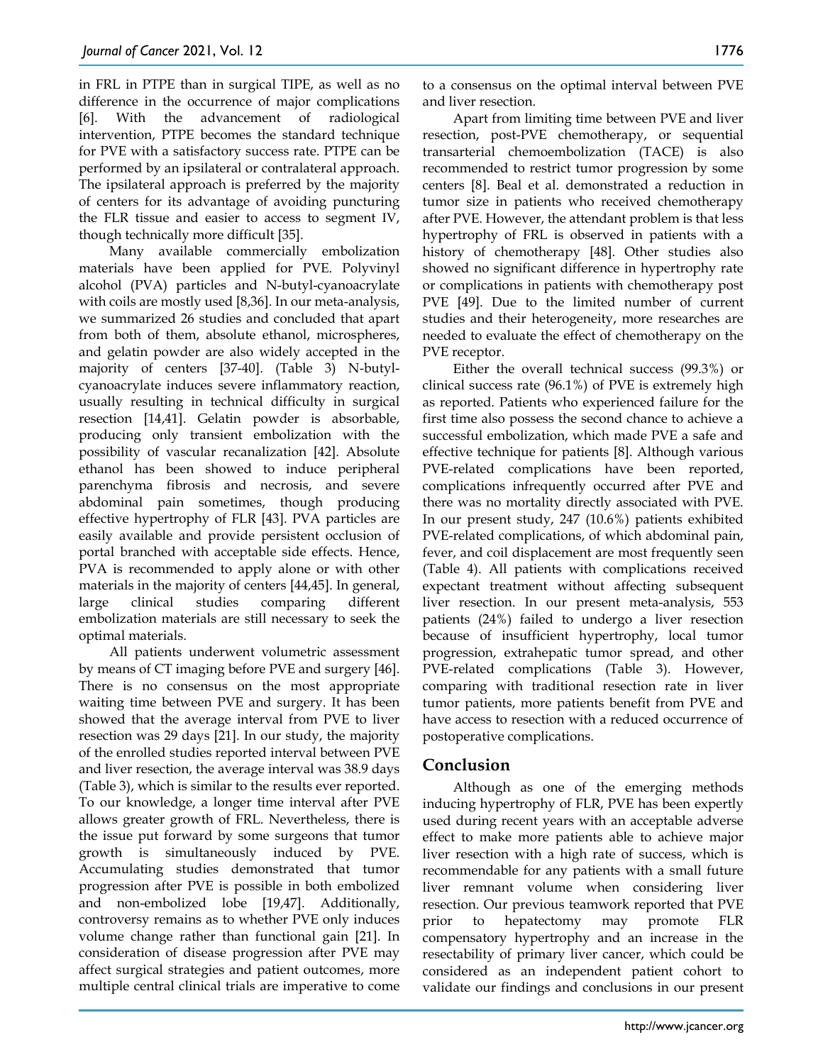in FRL in PTPE than in surgical TIPE, as well as no difference in the occurrence of major complications [6]. With the advancement of radiological intervention, PTPE becomes the standard technique for PVE with a satisfactory success rate. PTPE can be performed by an ipsilateral or contralateral approach. The ipsilateral approach is preferred by the majority of centers for its advantage of avoiding puncturing the FLR tissue and easier to access to segment IV, though technically more difficult [35].

Many available commercially embolization materials have been applied for PVE. Polyvinyl alcohol (PVA) particles and N-butyl-cyanoacrylate with coils are mostly used [8,36]. In our meta-analysis, we summarized 26 studies and concluded that apart from both of them, absolute ethanol, microspheres, and gelatin powder are also widely accepted in the majority of centers [37-40]. (Table 3) N-butyl-cyanoacrylate induces severe inflammatory reaction, usually resulting in technical difficulty in surgical resection [14,41]. Gelatin powder is absorbable, producing only transient embolization with the possibility of vascular recanalization [42]. Absolute ethanol has been showed to induce peripheral parenchyma fibrosis and necrosis, and severe abdominal pain sometimes, though producing effective hypertrophy of FLR [43]. PVA particles are easily available and provide persistent occlusion of portal branched with acceptable side effects. Hence, PVA is recommended to apply alone or with other materials in the majority of centers [44,45]. In general, large clinical studies comparing different embolization materials are still necessary to seek the optimal materials.

All patients underwent volumetric assessment by means of CT imaging before PVE and surgery [46]. There is no consensus on the most appropriate waiting time between PVE and surgery. It has been showed that the average interval from PVE to liver resection was 29 days [21]. In our study, the majority of the enrolled studies reported interval between PVE and liver resection, the average interval was 38.9 days (Table 3), which is similar to the results ever reported. To our knowledge, a longer time interval after PVE allows greater growth of FRL. Nevertheless, there is the issue put forward by some surgeons that tumor growth is simultaneously induced by PVE. Accumulating studies demonstrated that tumor progression after PVE is possible in both embolized and non-embolized lobe [19,47]. Additionally, controversy remains as to whether PVE only induces volume change rather than functional gain [21]. In consideration of disease progression after PVE may affect surgical strategies and patient outcomes, more multiple central clinical trials are imperative to come to a consensus on the optimal interval between PVE and liver resection.

Apart from limiting time between PVE and liver resection, post-PVE chemotherapy, or sequential transarterial chemoembolization (TACE) is also recommended to restrict tumor progression by some centers [8]. Beal et al. demonstrated a reduction in tumor size in patients who received chemotherapy after PVE. However, the attendant problem is that less hypertrophy of FRL is observed in patients with a history of chemotherapy [48]. Other studies also showed no significant difference in hypertrophy rate or complications in patients with chemotherapy post PVE [49]. Due to the limited number of current studies and their heterogeneity, more researches are needed to evaluate the effect of chemotherapy on the PVE receptor.

Either the overall technical success (99.3%) or clinical success rate (96.1%) of PVE is extremely high as reported. Patients who experienced failure for the first time also possess the second chance to achieve a successful embolization, which made PVE a safe and effective technique for patients [8]. Although various PVE-related complications have been reported, complications infrequently occurred after PVE and there was no mortality directly associated with PVE. In our present study, 247 (10.6%) patients exhibited PVE-related complications, of which abdominal pain, fever, and coil displacement are most frequently seen (Table 4). All patients with complications received expectant treatment without affecting subsequent liver resection. In our present meta-analysis, 553 patients (24%) failed to undergo a liver resection because of insufficient hypertrophy, local tumor progression, extrahepatic tumor spread, and other PVE-related complications (Table 3). However, comparing with traditional resection rate in liver tumor patients, more patients benefit from PVE and have access to resection with a reduced occurrence of postoperative complications.

## Conclusion

Although as one of the emerging methods inducing hypertrophy of FLR, PVE has been expertly used during recent years with an acceptable adverse effect to make more patients able to achieve major liver resection with a high rate of success, which is recommendable for any patients with a small future liver remnant volume when considering liver resection. Our previous teamwork reported that PVE prior to hepatectomy may promote FLR compensatory hypertrophy and an increase in the resectability of primary liver cancer, which could be considered as an independent patient cohort to validate our findings and conclusions in our present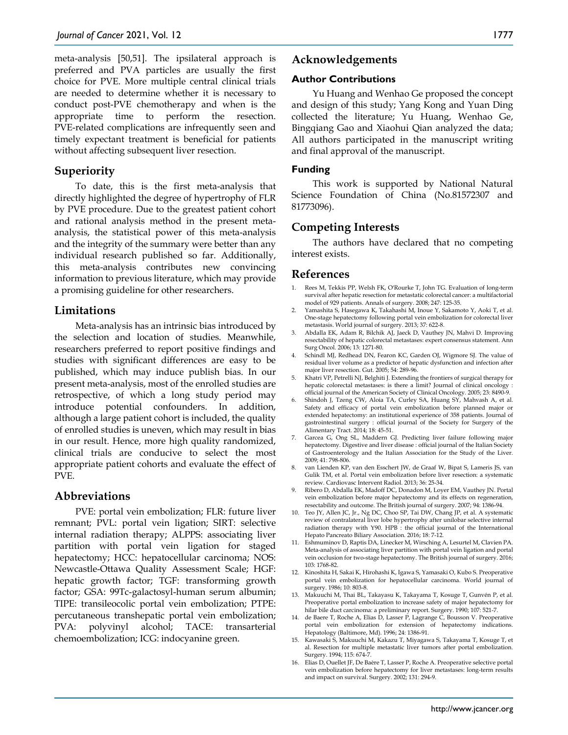meta-analysis [50,51]. The ipsilateral approach is preferred and PVA particles are usually the first choice for PVE. More multiple central clinical trials are needed to determine whether it is necessary to conduct post-PVE chemotherapy and when is the appropriate time to perform the resection. PVE-related complications are infrequently seen and timely expectant treatment is beneficial for patients without affecting subsequent liver resection.

## Superiority

To date, this is the first meta-analysis that directly highlighted the degree of hypertrophy of FLR by PVE procedure. Due to the greatest patient cohort and rational analysis method in the present meta-analysis, the statistical power of this meta-analysis and the integrity of the summary were better than any individual research published so far. Additionally, this meta-analysis contributes new convincing information to previous literature, which may provide a promising guideline for other researchers.

## Limitations

Meta-analysis has an intrinsic bias introduced by the selection and location of studies. Meanwhile, researchers preferred to report positive findings and studies with significant differences are easy to be published, which may induce publish bias. In our present meta-analysis, most of the enrolled studies are retrospective, of which a long study period may introduce potential confounders. In addition, although a large patient cohort is included, the quality of enrolled studies is uneven, which may result in bias in our result. Hence, more high quality randomized, clinical trials are conducive to select the most appropriate patient cohorts and evaluate the effect of PVE.

## Abbreviations

PVE: portal vein embolization; FLR: future liver remnant; PVL: portal vein ligation; SIRT: selective internal radiation therapy; ALPPS: associating liver partition with portal vein ligation for staged hepatectomy; HCC: hepatocellular carcinoma; NOS: Newcastle-Ottawa Quality Assessment Scale; HGF: hepatic growth factor; TGF: transforming growth factor; GSA: 99Tc-galactosyl-human serum albumin; TIPE: transileocolic portal vein embolization; PTPE: percutaneous transhepatic portal vein embolization; PVA: polyvinyl alcohol; TACE: transarterial chemoembolization; ICG: indocyanine green.

## Acknowledgements

### Author Contributions

Yu Huang and Wenhao Ge proposed the concept and design of this study; Yang Kong and Yuan Ding collected the literature; Yu Huang, Wenhao Ge, Bingqiang Gao and Xiaohui Qian analyzed the data; All authors participated in the manuscript writing and final approval of the manuscript.

### Funding

This work is supported by National Natural Science Foundation of China (No.81572307 and 81773096).

## Competing Interests

The authors have declared that no competing interest exists.

## References

1. Rees M, Tekkis PP, Welsh FK, O'Rourke T, John TG. Evaluation of long-term survival after hepatic resection for metastatic colorectal cancer: a multifactorial model of 929 patients. Annals of surgery. 2008; 247: 125-35.
2. Yamashita S, Hasegawa K, Takahashi M, Inoue Y, Sakamoto Y, Aoki T, et al. One-stage hepatectomy following portal vein embolization for colorectal liver metastasis. World journal of surgery. 2013; 37: 622-8.
3. Abdalla EK, Adam R, Bilchik AJ, Jaeck D, Vauthey JN, Mahvi D. Improving resectability of hepatic colorectal metastases: expert consensus statement. Ann Surg Oncol. 2006; 13: 1271-80.
4. Schindl MJ, Redhead DN, Fearon KC, Garden OJ, Wigmore SJ. The value of residual liver volume as a predictor of hepatic dysfunction and infection after major liver resection. Gut. 2005; 54: 289-96.
5. Khatri VP, Petrelli NJ, Belghiti J. Extending the frontiers of surgical therapy for hepatic colorectal metastases: is there a limit? Journal of clinical oncology : official journal of the American Society of Clinical Oncology. 2005; 23: 8490-9.
6. Shindoh J, Tzeng CW, Aloia TA, Curley SA, Huang SY, Mahvash A, et al. Safety and efficacy of portal vein embolization before planned major or extended hepatectomy: an institutional experience of 358 patients. Journal of gastrointestinal surgery : official journal of the Society for Surgery of the Alimentary Tract. 2014; 18: 45-51.
7. Garcea G, Ong SL, Maddern GJ. Predicting liver failure following major hepatectomy. Digestive and liver disease : official journal of the Italian Society of Gastroenterology and the Italian Association for the Study of the Liver. 2009; 41: 798-806.
8. van Lienden KP, van den Esschert JW, de Graaf W, Bipat S, Lameris JS, van Gulik TM, et al. Portal vein embolization before liver resection: a systematic review. Cardiovasc Intervent Radiol. 2013; 36: 25-34.
9. Ribero D, Abdalla EK, Madoff DC, Donadon M, Loyer EM, Vauthey JN. Portal vein embolization before major hepatectomy and its effects on regeneration, resectability and outcome. The British journal of surgery. 2007; 94: 1386-94.
10. Teo JY, Allen JC, Jr., Ng DC, Choo SP, Tai DW, Chang JP, et al. A systematic review of contralateral liver lobe hypertrophy after unilobar selective internal radiation therapy with Y90. HPB : the official journal of the International Hepato Pancreato Biliary Association. 2016; 18: 7-12.
11. Eshmuminov D, Raptis DA, Linecker M, Wirsching A, Lesurtel M, Clavien PA. Meta-analysis of associating liver partition with portal vein ligation and portal vein occlusion for two-stage hepatectomy. The British journal of surgery. 2016; 103: 1768-82.
12. Kinoshita H, Sakai K, Hirohashi K, Igawa S, Yamasaki O, Kubo S. Preoperative portal vein embolization for hepatocellular carcinoma. World journal of surgery. 1986; 10: 803-8.
13. Makuuchi M, Thai BL, Takayasu K, Takayama T, Kosuge T, Gunvén P, et al. Preoperative portal embolization to increase safety of major hepatectomy for hilar bile duct carcinoma: a preliminary report. Surgery. 1990; 107: 521-7.
14. de Baere T, Roche A, Elias D, Lasser P, Lagrange C, Bousson V. Preoperative portal vein embolization for extension of hepatectomy indications. Hepatology (Baltimore, Md). 1996; 24: 1386-91.
15. Kawasaki S, Makuuchi M, Kakazu T, Miyagawa S, Takayama T, Kosuge T, et al. Resection for multiple metastatic liver tumors after portal embolization. Surgery. 1994; 115: 674-7.
16. Elias D, Ouellet JF, De Baère T, Lasser P, Roche A. Preoperative selective portal vein embolization before hepatectomy for liver metastases: long-term results and impact on survival. Surgery. 2002; 131: 294-9.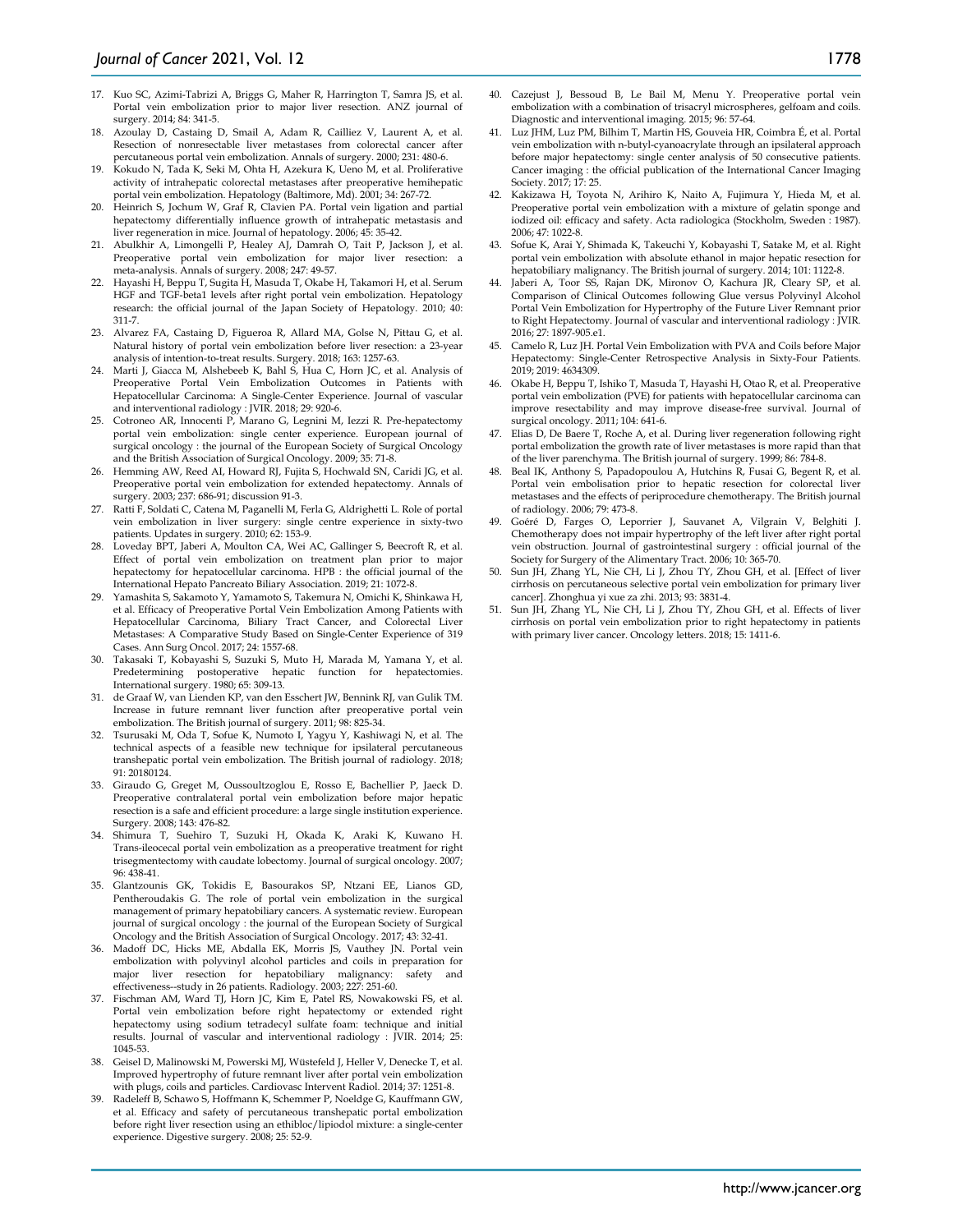17. Kuo SC, Azimi-Tabrizi A, Briggs G, Maher R, Harrington T, Samra JS, et al. Portal vein embolization prior to major liver resection. ANZ journal of surgery. 2014; 84: 341-5.
18. Azoulay D, Castaing D, Smail A, Adam R, Cailliez V, Laurent A, et al. Resection of nonresectable liver metastases from colorectal cancer after percutaneous portal vein embolization. Annals of surgery. 2000; 231: 480-6.
19. Kokudo N, Tada K, Seki M, Ohta H, Azekura K, Ueno M, et al. Proliferative activity of intrahepatic colorectal metastases after preoperative hemihepatic portal vein embolization. Hepatology (Baltimore, Md). 2001; 34: 267-72.
20. Heinrich S, Jochum W, Graf R, Clavien PA. Portal vein ligation and partial hepatectomy differentially influence growth of intrahepatic metastasis and liver regeneration in mice. Journal of hepatology. 2006; 45: 35-42.
21. Abulkhir A, Limongelli P, Healey AJ, Damrah O, Tait P, Jackson J, et al. Preoperative portal vein embolization for major liver resection: a meta-analysis. Annals of surgery. 2008; 247: 49-57.
22. Hayashi H, Beppu T, Sugita H, Masuda T, Okabe H, Takamori H, et al. Serum HGF and TGF-beta1 levels after right portal vein embolization. Hepatology research: the official journal of the Japan Society of Hepatology. 2010; 40: 311-7.
23. Alvarez FA, Castaing D, Figueroa R, Allard MA, Golse N, Pittau G, et al. Natural history of portal vein embolization before liver resection: a 23-year analysis of intention-to-treat results. Surgery. 2018; 163: 1257-63.
24. Marti J, Giacca M, Alshebeeb K, Bahl S, Hua C, Horn JC, et al. Analysis of Preoperative Portal Vein Embolization Outcomes in Patients with Hepatocellular Carcinoma: A Single-Center Experience. Journal of vascular and interventional radiology : JVIR. 2018; 29: 920-6.
25. Cotroneo AR, Innocenti P, Marano G, Legnini M, Iezzi R. Pre-hepatectomy portal vein embolization: single center experience. European journal of surgical oncology : the journal of the European Society of Surgical Oncology and the British Association of Surgical Oncology. 2009; 35: 71-8.
26. Hemming AW, Reed AI, Howard RJ, Fujita S, Hochwald SN, Caridi JG, et al. Preoperative portal vein embolization for extended hepatectomy. Annals of surgery. 2003; 237: 686-91; discussion 91-3.
27. Ratti F, Soldati C, Catena M, Paganelli M, Ferla G, Aldrighetti L. Role of portal vein embolization in liver surgery: single centre experience in sixty-two patients. Updates in surgery. 2010; 62: 153-9.
28. Loveday BPT, Jaberi A, Moulton CA, Wei AC, Gallinger S, Beecroft R, et al. Effect of portal vein embolization on treatment plan prior to major hepatectomy for hepatocellular carcinoma. HPB : the official journal of the International Hepato Pancreato Biliary Association. 2019; 21: 1072-8.
29. Yamashita S, Sakamoto Y, Yamamoto S, Takemura N, Omichi K, Shinkawa H, et al. Efficacy of Preoperative Portal Vein Embolization Among Patients with Hepatocellular Carcinoma, Biliary Tract Cancer, and Colorectal Liver Metastases: A Comparative Study Based on Single-Center Experience of 319 Cases. Ann Surg Oncol. 2017; 24: 1557-68.
30. Takasaki T, Kobayashi S, Suzuki S, Muto H, Marada M, Yamana Y, et al. Predetermining postoperative hepatic function for hepatectomies. International surgery. 1980; 65: 309-13.
31. de Graaf W, van Lienden KP, van den Esschert JW, Bennink RJ, van Gulik TM. Increase in future remnant liver function after preoperative portal vein embolization. The British journal of surgery. 2011; 98: 825-34.
32. Tsurusaki M, Oda T, Sofue K, Numoto I, Yagyu Y, Kashiwagi N, et al. The technical aspects of a feasible new technique for ipsilateral percutaneous transhepatic portal vein embolization. The British journal of radiology. 2018; 91: 20180124.
33. Giraudo G, Greget M, Oussoultzoglou E, Rosso E, Bachellier P, Jaeck D. Preoperative contralateral portal vein embolization before major hepatic resection is a safe and efficient procedure: a large single institution experience. Surgery. 2008; 143: 476-82.
34. Shimura T, Suehiro T, Suzuki H, Okada K, Araki K, Kuwano H. Trans-ileocecal portal vein embolization as a preoperative treatment for right trisegmentectomy with caudate lobectomy. Journal of surgical oncology. 2007; 96: 438-41.
35. Glantzounis GK, Tokidis E, Basourakos SP, Ntzani EE, Lianos GD, Pentheroudakis G. The role of portal vein embolization in the surgical management of primary hepatobiliary cancers. A systematic review. European journal of surgical oncology : the journal of the European Society of Surgical Oncology and the British Association of Surgical Oncology. 2017; 43: 32-41.
36. Madoff DC, Hicks ME, Abdalla EK, Morris JS, Vauthey JN. Portal vein embolization with polyvinyl alcohol particles and coils in preparation for major liver resection for hepatobiliary malignancy: safety and effectiveness--study in 26 patients. Radiology. 2003; 227: 251-60.
37. Fischman AM, Ward TJ, Horn JC, Kim E, Patel RS, Nowakowski FS, et al. Portal vein embolization before right hepatectomy or extended right hepatectomy using sodium tetradecyl sulfate foam: technique and initial results. Journal of vascular and interventional radiology : JVIR. 2014; 25: 1045-53.
38. Geisel D, Malinowski M, Powerski MJ, Wüstefeld J, Heller V, Denecke T, et al. Improved hypertrophy of future remnant liver after portal vein embolization with plugs, coils and particles. Cardiovasc Intervent Radiol. 2014; 37: 1251-8.
39. Radeleff B, Schawo S, Hoffmann K, Schemmer P, Noeldge G, Kauffmann GW, et al. Efficacy and safety of percutaneous transhepatic portal embolization before right liver resection using an ethibloc/lipiodol mixture: a single-center experience. Digestive surgery. 2008; 25: 52-9.
40. Cazejust J, Bessoud B, Le Bail M, Menu Y. Preoperative portal vein embolization with a combination of trisacryl microspheres, gelfoam and coils. Diagnostic and interventional imaging. 2015; 96: 57-64.
41. Luz JHM, Luz PM, Bilhim T, Martin HS, Gouveia HR, Coimbra É, et al. Portal vein embolization with n-butyl-cyanoacrylate through an ipsilateral approach before major hepatectomy: single center analysis of 50 consecutive patients. Cancer imaging : the official publication of the International Cancer Imaging Society. 2017; 17: 25.
42. Kakizawa H, Toyota N, Arihiro K, Naito A, Fujimura Y, Hieda M, et al. Preoperative portal vein embolization with a mixture of gelatin sponge and iodized oil: efficacy and safety. Acta radiologica (Stockholm, Sweden : 1987). 2006; 47: 1022-8.
43. Sofue K, Arai Y, Shimada K, Takeuchi Y, Kobayashi T, Satake M, et al. Right portal vein embolization with absolute ethanol in major hepatic resection for hepatobiliary malignancy. The British journal of surgery. 2014; 101: 1122-8.
44. Jaberi A, Toor SS, Rajan DK, Mironov O, Kachura JR, Cleary SP, et al. Comparison of Clinical Outcomes following Glue versus Polyvinyl Alcohol Portal Vein Embolization for Hypertrophy of the Future Liver Remnant prior to Right Hepatectomy. Journal of vascular and interventional radiology : JVIR. 2016; 27: 1897-905.e1.
45. Camelo R, Luz JH. Portal Vein Embolization with PVA and Coils before Major Hepatectomy: Single-Center Retrospective Analysis in Sixty-Four Patients. 2019; 2019: 4634309.
46. Okabe H, Beppu T, Ishiko T, Masuda T, Hayashi H, Otao R, et al. Preoperative portal vein embolization (PVE) for patients with hepatocellular carcinoma can improve resectability and may improve disease-free survival. Journal of surgical oncology. 2011; 104: 641-6.
47. Elias D, De Baere T, Roche A, et al. During liver regeneration following right portal embolization the growth rate of liver metastases is more rapid than that of the liver parenchyma. The British journal of surgery. 1999; 86: 784-8.
48. Beal IK, Anthony S, Papadopoulou A, Hutchins R, Fusai G, Begent R, et al. Portal vein embolisation prior to hepatic resection for colorectal liver metastases and the effects of periprocedure chemotherapy. The British journal of radiology. 2006; 79: 473-8.
49. Goéré D, Farges O, Leporrier J, Sauvanet A, Vilgrain V, Belghiti J. Chemotherapy does not impair hypertrophy of the left liver after right portal vein obstruction. Journal of gastrointestinal surgery : official journal of the Society for Surgery of the Alimentary Tract. 2006; 10: 365-70.
50. Sun JH, Zhang YL, Nie CH, Li J, Zhou TY, Zhou GH, et al. [Effect of liver cirrhosis on percutaneous selective portal vein embolization for primary liver cancer]. Zhonghua yi xue za zhi. 2013; 93: 3831-4.
51. Sun JH, Zhang YL, Nie CH, Li J, Zhou TY, Zhou GH, et al. Effects of liver cirrhosis on portal vein embolization prior to right hepatectomy in patients with primary liver cancer. Oncology letters. 2018; 15: 1411-6.